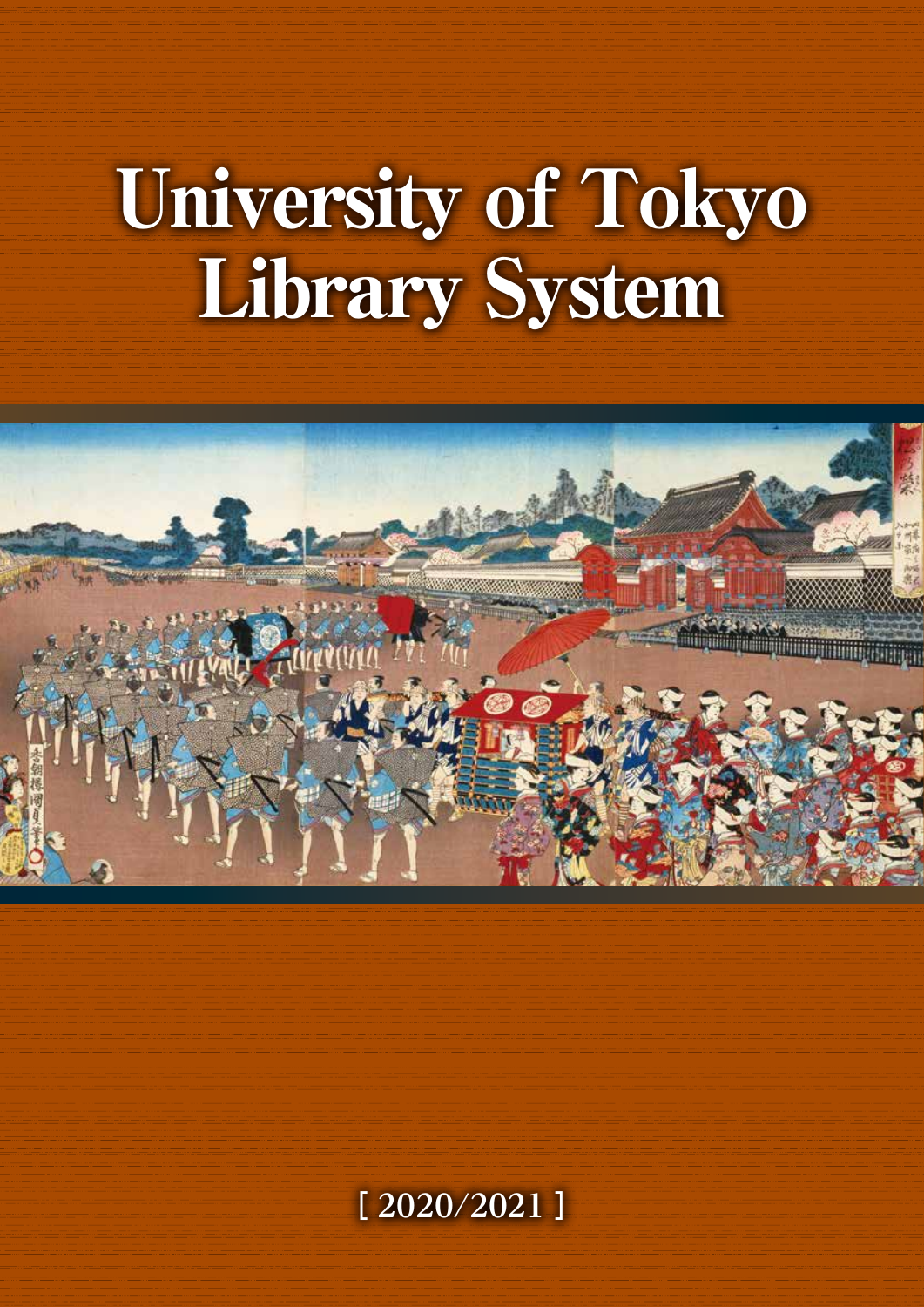# University of Tokyo Library System

[ 2020/2021 ]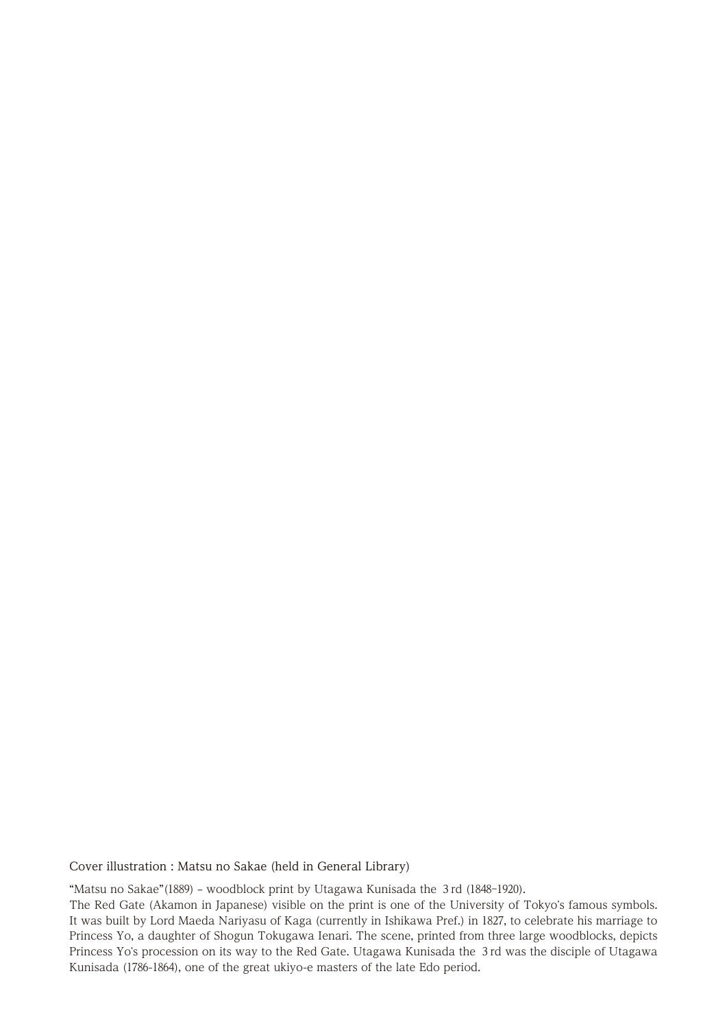Cover illustration : Matsu no Sakae (held in General Library)

"Matsu no Sakae"(1889) – woodblock print by Utagawa Kunisada the 3rd (1848–1920).

The Red Gate (Akamon in Japanese) visible on the print is one of the University of Tokyo's famous symbols. It was built by Lord Maeda Nariyasu of Kaga (currently in Ishikawa Pref.) in 1827, to celebrate his marriage to Princess Yo, a daughter of Shogun Tokugawa Ienari. The scene, printed from three large woodblocks, depicts Princess Yo's procession on its way to the Red Gate. Utagawa Kunisada the 3rd was the disciple of Utagawa Kunisada (1786-1864), one of the great ukiyo-e masters of the late Edo period.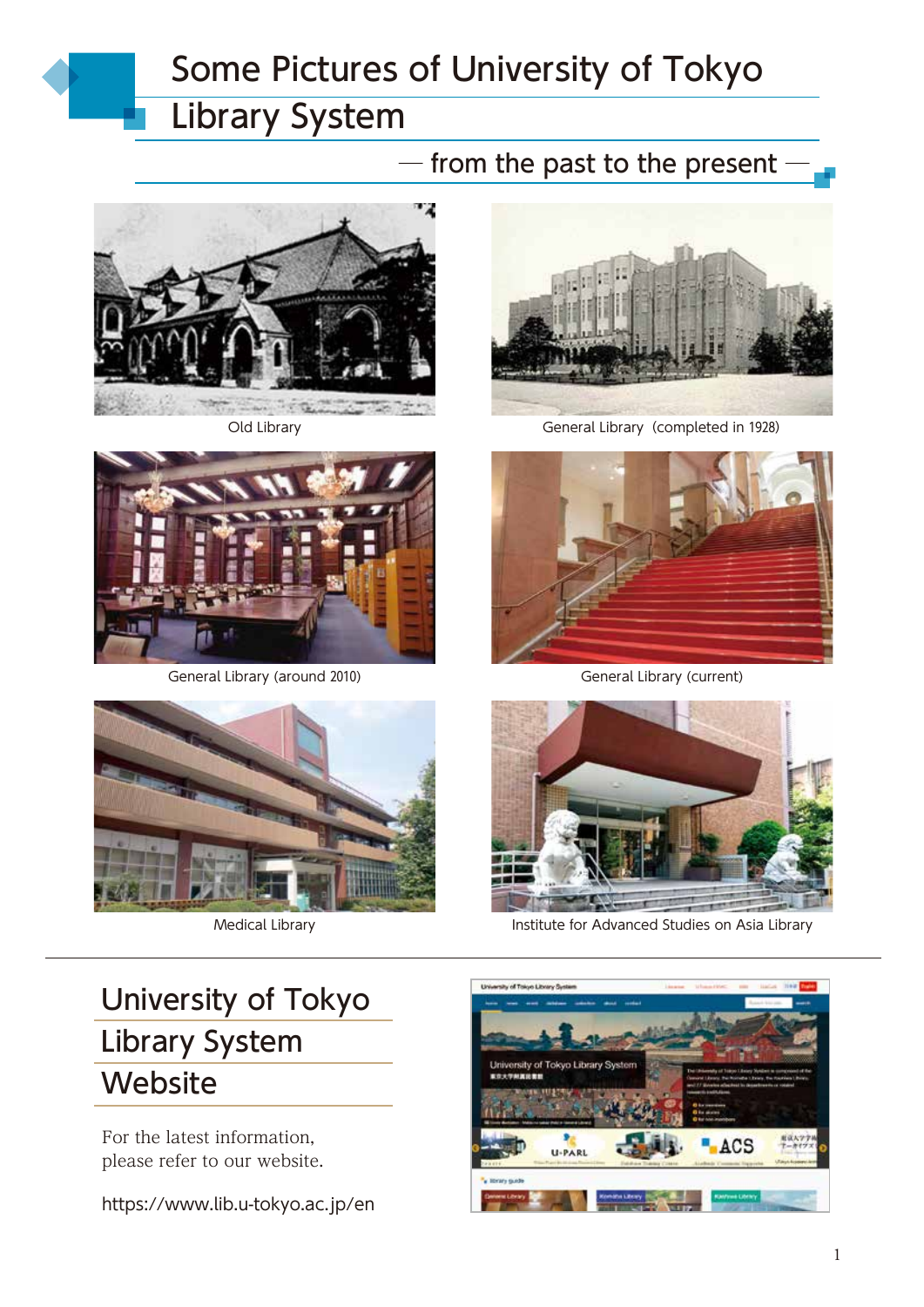# Some Pictures of University of Tokyo Library System

— from the past to the present —

Old Library

General Library (completed in 1928)

General Library (around 2010)

General Library (current)

Medical Library

Institute for Advanced Studies on Asia Library

## University of Tokyo Library System Website

For the latest information,
please refer to our website.

https://www.lib.u-tokyo.ac.jp/en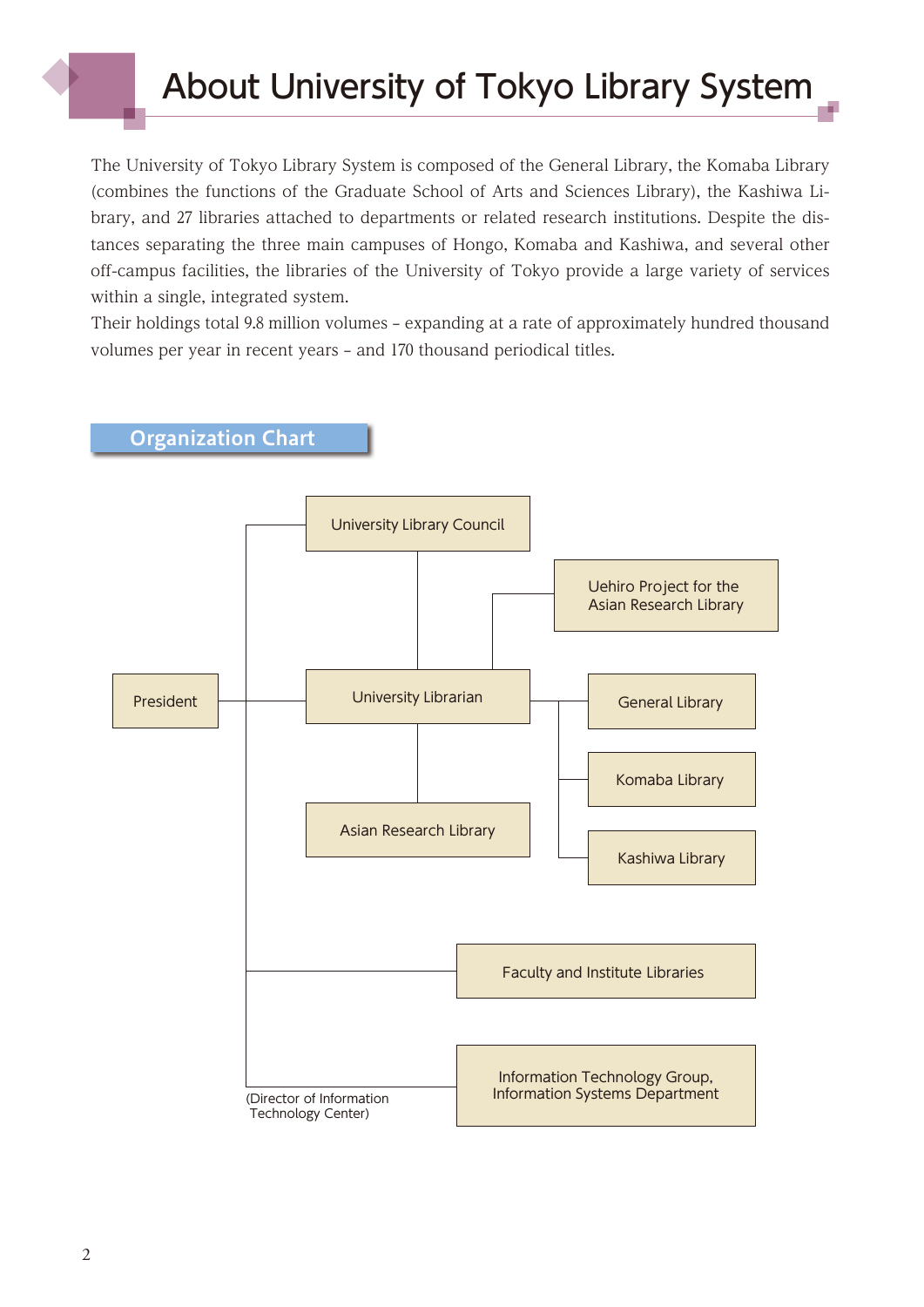# About University of Tokyo Library System

The University of Tokyo Library System is composed of the General Library, the Komaba Library (combines the functions of the Graduate School of Arts and Sciences Library), the Kashiwa Library, and 27 libraries attached to departments or related research institutions. Despite the distances separating the three main campuses of Hongo, Komaba and Kashiwa, and several other off-campus facilities, the libraries of the University of Tokyo provide a large variety of services within a single, integrated system.

Their holdings total 9.8 million volumes – expanding at a rate of approximately hundred thousand volumes per year in recent years – and 170 thousand periodical titles.

## Organization Chart

- President
  - University Library Council
  - University Librarian
    - Uehiro Project for the Asian Research Library
    - Asian Research Library
    - General Library
    - Komaba Library
    - Kashiwa Library
  - Faculty and Institute Libraries
  - Information Technology Group, Information Systems Department (Director of Information Technology Center)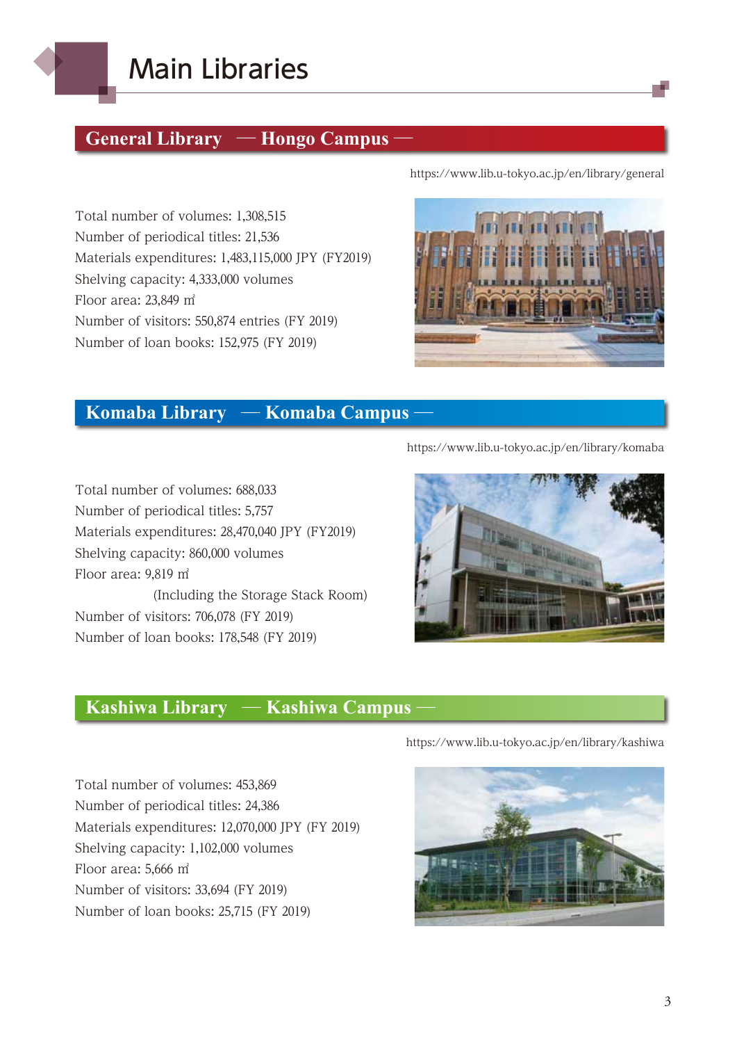# Main Libraries

## General Library — Hongo Campus —

https://www.lib.u-tokyo.ac.jp/en/library/general

Total number of volumes: 1,308,515
Number of periodical titles: 21,536
Materials expenditures: 1,483,115,000 JPY (FY2019)
Shelving capacity: 4,333,000 volumes
Floor area: 23,849 ㎡
Number of visitors: 550,874 entries (FY 2019)
Number of loan books: 152,975 (FY 2019)

## Komaba Library — Komaba Campus —

https://www.lib.u-tokyo.ac.jp/en/library/komaba

Total number of volumes: 688,033
Number of periodical titles: 5,757
Materials expenditures: 28,470,040 JPY (FY2019)
Shelving capacity: 860,000 volumes
Floor area: 9,819 ㎡
(Including the Storage Stack Room)
Number of visitors: 706,078 (FY 2019)
Number of loan books: 178,548 (FY 2019)

## Kashiwa Library — Kashiwa Campus —

https://www.lib.u-tokyo.ac.jp/en/library/kashiwa

Total number of volumes: 453,869
Number of periodical titles: 24,386
Materials expenditures: 12,070,000 JPY (FY 2019)
Shelving capacity: 1,102,000 volumes
Floor area: 5,666 ㎡
Number of visitors: 33,694 (FY 2019)
Number of loan books: 25,715 (FY 2019)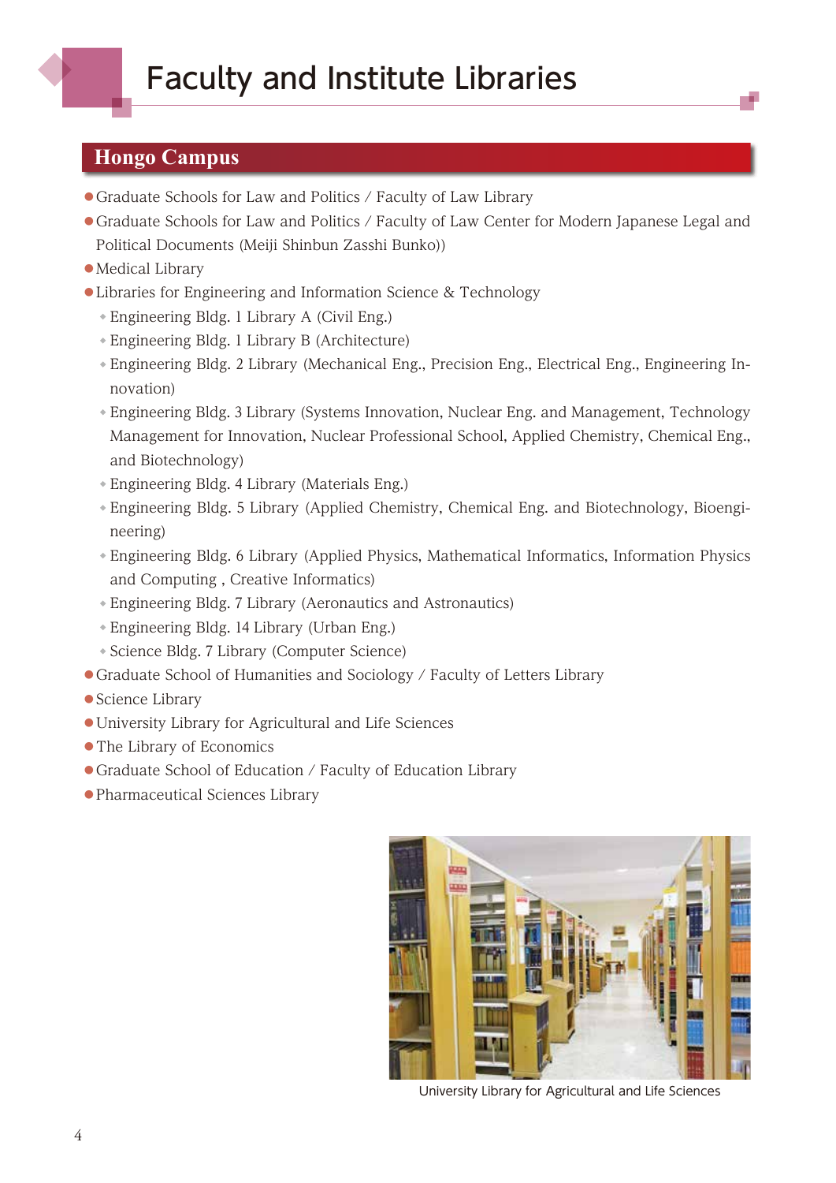# Faculty and Institute Libraries

## Hongo Campus

- Graduate Schools for Law and Politics / Faculty of Law Library
- Graduate Schools for Law and Politics / Faculty of Law Center for Modern Japanese Legal and Political Documents (Meiji Shinbun Zasshi Bunko))
- Medical Library
- Libraries for Engineering and Information Science & Technology
  - Engineering Bldg. 1 Library A (Civil Eng.)
  - Engineering Bldg. 1 Library B (Architecture)
  - Engineering Bldg. 2 Library (Mechanical Eng., Precision Eng., Electrical Eng., Engineering Innovation)
  - Engineering Bldg. 3 Library (Systems Innovation, Nuclear Eng. and Management, Technology Management for Innovation, Nuclear Professional School, Applied Chemistry, Chemical Eng., and Biotechnology)
  - Engineering Bldg. 4 Library (Materials Eng.)
  - Engineering Bldg. 5 Library (Applied Chemistry, Chemical Eng. and Biotechnology, Bioengineering)
  - Engineering Bldg. 6 Library (Applied Physics, Mathematical Informatics, Information Physics and Computing , Creative Informatics)
  - Engineering Bldg. 7 Library (Aeronautics and Astronautics)
  - Engineering Bldg. 14 Library (Urban Eng.)
  - Science Bldg. 7 Library (Computer Science)
- Graduate School of Humanities and Sociology / Faculty of Letters Library
- Science Library
- University Library for Agricultural and Life Sciences
- The Library of Economics
- Graduate School of Education / Faculty of Education Library
- Pharmaceutical Sciences Library

University Library for Agricultural and Life Sciences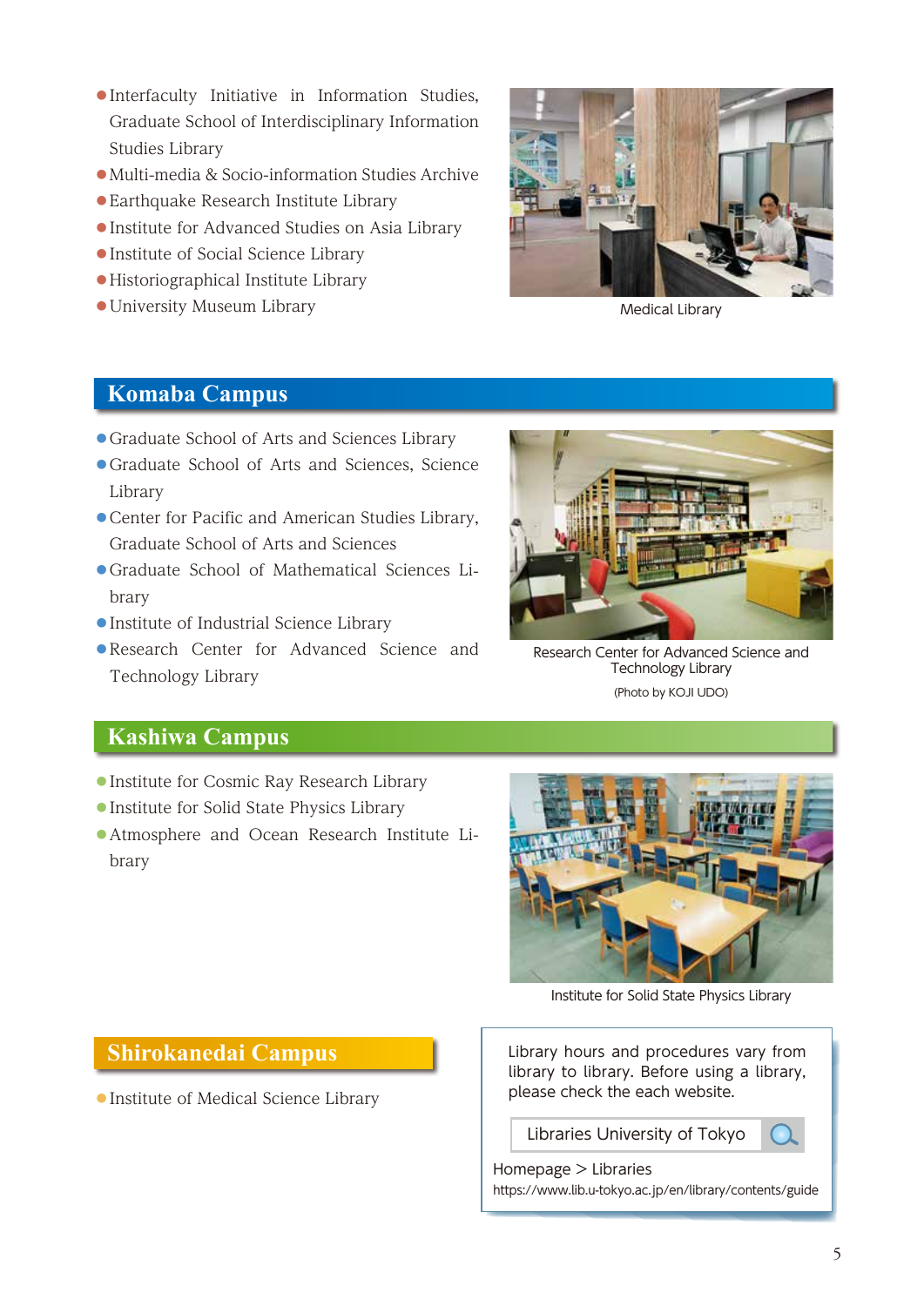- Interfaculty Initiative in Information Studies, Graduate School of Interdisciplinary Information Studies Library
- Multi-media & Socio-information Studies Archive
- Earthquake Research Institute Library
- Institute for Advanced Studies on Asia Library
- Institute of Social Science Library
- Historiographical Institute Library
- University Museum Library

Medical Library

## Komaba Campus

- Graduate School of Arts and Sciences Library
- Graduate School of Arts and Sciences, Science Library
- Center for Pacific and American Studies Library, Graduate School of Arts and Sciences
- Graduate School of Mathematical Sciences Library
- Institute of Industrial Science Library
- Research Center for Advanced Science and Technology Library

Research Center for Advanced Science and Technology Library

(Photo by KOJI UDO)

## Kashiwa Campus

- Institute for Cosmic Ray Research Library
- Institute for Solid State Physics Library
- Atmosphere and Ocean Research Institute Library

Institute for Solid State Physics Library

## Shirokanedai Campus

- Institute of Medical Science Library

Library hours and procedures vary from library to library. Before using a library, please check the each website.

Libraries University of Tokyo

Homepage > Libraries
https://www.lib.u-tokyo.ac.jp/en/library/contents/guide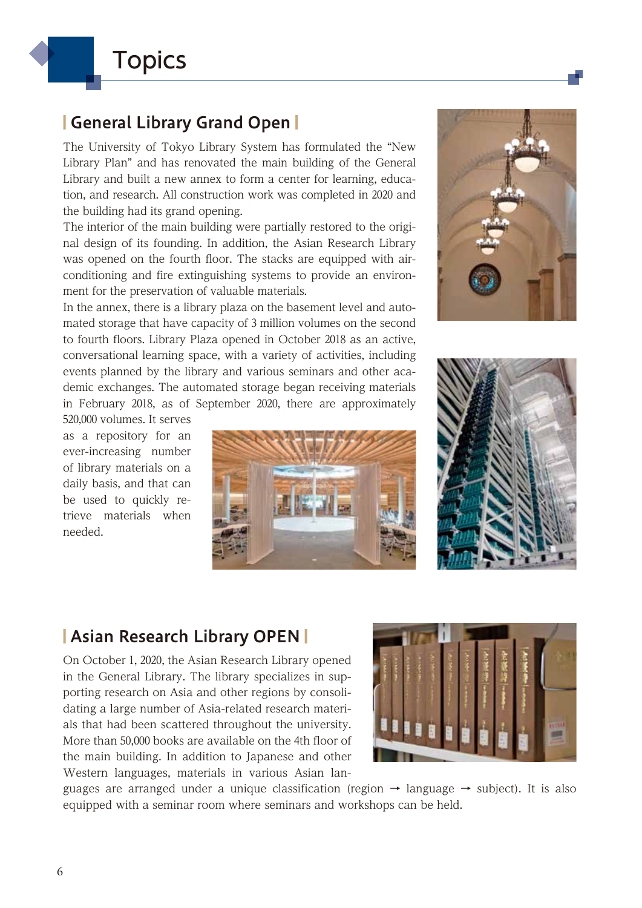# Topics

## General Library Grand Open

The University of Tokyo Library System has formulated the "New Library Plan" and has renovated the main building of the General Library and built a new annex to form a center for learning, education, and research. All construction work was completed in 2020 and the building had its grand opening.

The interior of the main building were partially restored to the original design of its founding. In addition, the Asian Research Library was opened on the fourth floor. The stacks are equipped with air-conditioning and fire extinguishing systems to provide an environment for the preservation of valuable materials.

In the annex, there is a library plaza on the basement level and automated storage that have capacity of 3 million volumes on the second to fourth floors. Library Plaza opened in October 2018 as an active, conversational learning space, with a variety of activities, including events planned by the library and various seminars and other academic exchanges. The automated storage began receiving materials in February 2018, as of September 2020, there are approximately 520,000 volumes. It serves as a repository for an ever-increasing number of library materials on a daily basis, and that can be used to quickly retrieve materials when needed.

## Asian Research Library OPEN

On October 1, 2020, the Asian Research Library opened in the General Library. The library specializes in supporting research on Asia and other regions by consolidating a large number of Asia-related research materials that had been scattered throughout the university. More than 50,000 books are available on the 4th floor of the main building. In addition to Japanese and other Western languages, materials in various Asian languages are arranged under a unique classification (region → language → subject). It is also equipped with a seminar room where seminars and workshops can be held.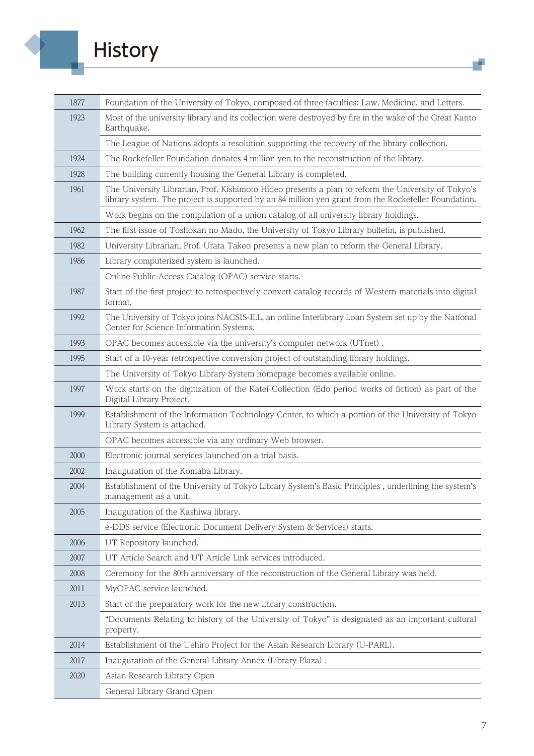# History

| | |
|---|---|
| 1877 | Foundation of the University of Tokyo, composed of three faculties: Law, Medicine, and Letters. |
| 1923 | Most of the university library and its collection were destroyed by fire in the wake of the Great Kanto Earthquake. |
| | The League of Nations adopts a resolution supporting the recovery of the library collection. |
| 1924 | The Rockefeller Foundation donates 4 million yen to the reconstruction of the library. |
| 1928 | The building currently housing the General Library is completed. |
| 1961 | The University Librarian, Prof. Kishimoto Hideo presents a plan to reform the University of Tokyo's library system. The project is supported by an 84 million yen grant from the Rockefeller Foundation. |
| | Work begins on the compilation of a union catalog of all university library holdings. |
| 1962 | The first issue of Toshokan no Mado, the University of Tokyo Library bulletin, is published. |
| 1982 | University Librarian, Prof. Urata Takeo presents a new plan to reform the General Library. |
| 1986 | Library computerized system is launched. |
| | Online Public Access Catalog (OPAC) service starts. |
| 1987 | Start of the first project to retrospectively convert catalog records of Western materials into digital format. |
| 1992 | The University of Tokyo joins NACSIS-ILL, an online Interlibrary Loan System set up by the National Center for Science Information Systems. |
| 1993 | OPAC becomes accessible via the university's computer network (UTnet) . |
| 1995 | Start of a 10-year retrospective conversion project of outstanding library holdings. |
| | The University of Tokyo Library System homepage becomes available online. |
| 1997 | Work starts on the digitization of the Katei Collection (Edo period works of fiction) as part of the Digital Library Project. |
| 1999 | Establishment of the Information Technology Center, to which a portion of the University of Tokyo Library System is attached. |
| | OPAC becomes accessible via any ordinary Web browser. |
| 2000 | Electronic journal services launched on a trial basis. |
| 2002 | Inauguration of the Komaba Library. |
| 2004 | Establishment of the University of Tokyo Library System's Basic Principles , underlining the system's management as a unit. |
| 2005 | Inauguration of the Kashiwa library. |
| | e-DDS service (Electronic Document Delivery System & Services) starts. |
| 2006 | UT Repository launched. |
| 2007 | UT Article Search and UT Article Link services introduced. |
| 2008 | Ceremony for the 80th anniversary of the reconstruction of the General Library was held. |
| 2011 | MyOPAC service launched. |
| 2013 | Start of the preparatory work for the new library construction. |
| | "Documents Relating to history of the University of Tokyo" is designated as an important cultural property. |
| 2014 | Establishment of the Uehiro Project for the Asian Research Library (U-PARL). |
| 2017 | Inauguration of the General Library Annex (Library Plaza) . |
| 2020 | Asian Research Library Open |
| | General Library Grand Open |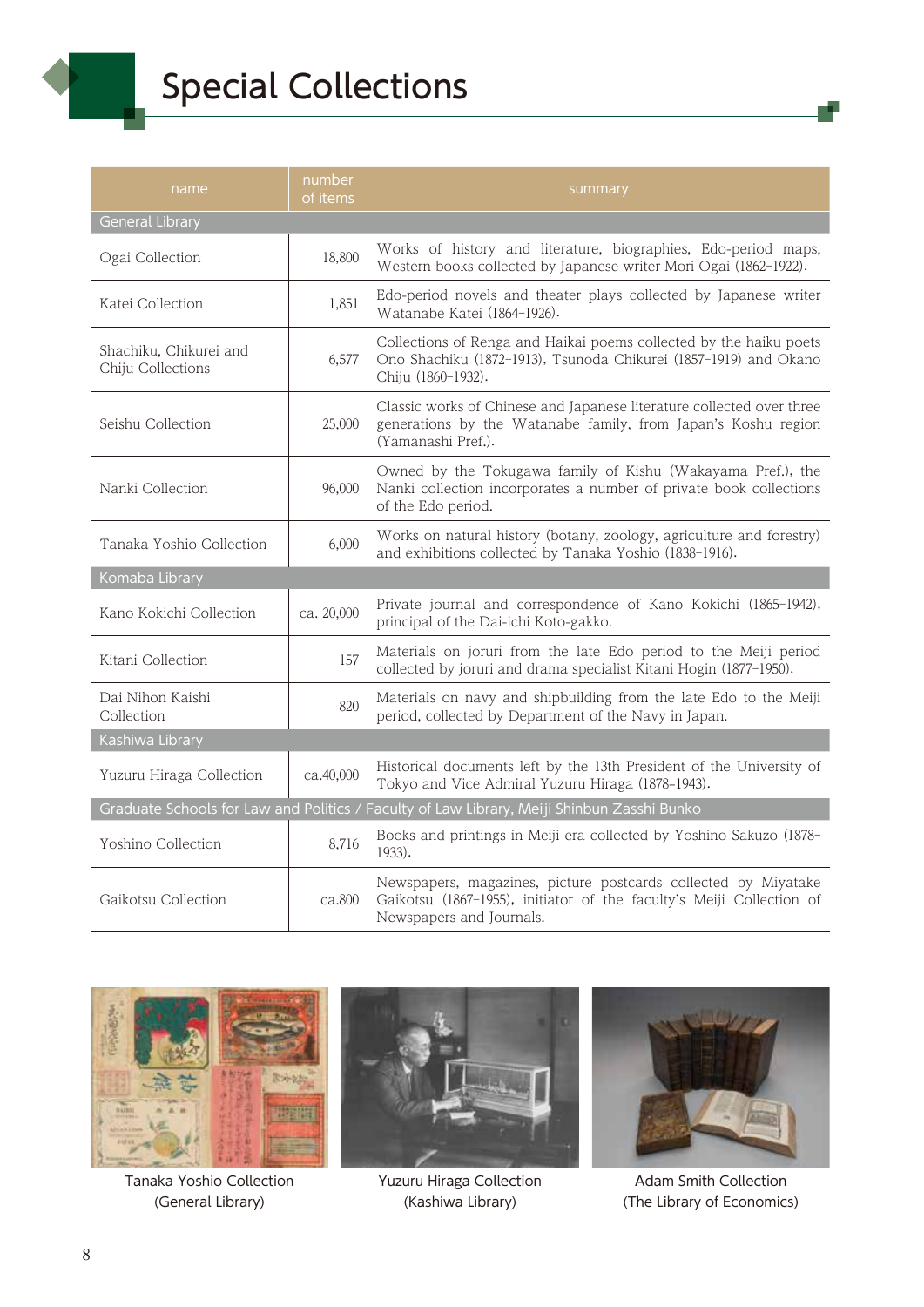# Special Collections

| name | number of items | summary |
|---|---|---|
| **General Library** | | |
| Ogai Collection | 18,800 | Works of history and literature, biographies, Edo-period maps, Western books collected by Japanese writer Mori Ogai (1862–1922). |
| Katei Collection | 1,851 | Edo-period novels and theater plays collected by Japanese writer Watanabe Katei (1864–1926). |
| Shachiku, Chikurei and Chiju Collections | 6,577 | Collections of Renga and Haikai poems collected by the haiku poets Ono Shachiku (1872–1913), Tsunoda Chikurei (1857–1919) and Okano Chiju (1860–1932). |
| Seishu Collection | 25,000 | Classic works of Chinese and Japanese literature collected over three generations by the Watanabe family, from Japan's Koshu region (Yamanashi Pref.). |
| Nanki Collection | 96,000 | Owned by the Tokugawa family of Kishu (Wakayama Pref.), the Nanki collection incorporates a number of private book collections of the Edo period. |
| Tanaka Yoshio Collection | 6,000 | Works on natural history (botany, zoology, agriculture and forestry) and exhibitions collected by Tanaka Yoshio (1838–1916). |
| **Komaba Library** | | |
| Kano Kokichi Collection | ca. 20,000 | Private journal and correspondence of Kano Kokichi (1865–1942), principal of the Dai-ichi Koto-gakko. |
| Kitani Collection | 157 | Materials on joruri from the late Edo period to the Meiji period collected by joruri and drama specialist Kitani Hogin (1877–1950). |
| Dai Nihon Kaishi Collection | 820 | Materials on navy and shipbuilding from the late Edo to the Meiji period, collected by Department of the Navy in Japan. |
| **Kashiwa Library** | | |
| Yuzuru Hiraga Collection | ca.40,000 | Historical documents left by the 13th President of the University of Tokyo and Vice Admiral Yuzuru Hiraga (1878–1943). |
| **Graduate Schools for Law and Politics / Faculty of Law Library, Meiji Shinbun Zasshi Bunko** | | |
| Yoshino Collection | 8,716 | Books and printings in Meiji era collected by Yoshino Sakuzo (1878–1933). |
| Gaikotsu Collection | ca.800 | Newspapers, magazines, picture postcards collected by Miyatake Gaikotsu (1867–1955), initiator of the faculty's Meiji Collection of Newspapers and Journals. |

Tanaka Yoshio Collection (General Library)

Yuzuru Hiraga Collection (Kashiwa Library)

Adam Smith Collection (The Library of Economics)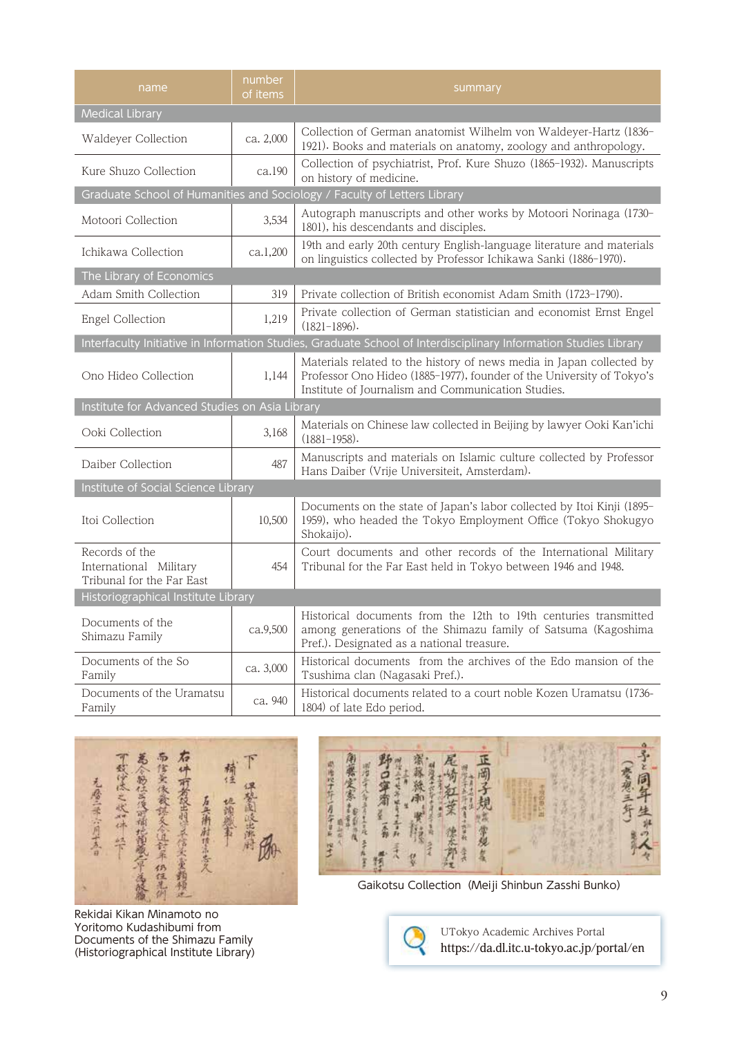| name | number of items | summary |
|---|---|---|
| **Medical Library** | | |
| Waldeyer Collection | ca. 2,000 | Collection of German anatomist Wilhelm von Waldeyer-Hartz (1836–1921). Books and materials on anatomy, zoology and anthropology. |
| Kure Shuzo Collection | ca.190 | Collection of psychiatrist, Prof. Kure Shuzo (1865–1932). Manuscripts on history of medicine. |
| **Graduate School of Humanities and Sociology / Faculty of Letters Library** | | |
| Motoori Collection | 3,534 | Autograph manuscripts and other works by Motoori Norinaga (1730–1801), his descendants and disciples. |
| Ichikawa Collection | ca.1,200 | 19th and early 20th century English-language literature and materials on linguistics collected by Professor Ichikawa Sanki (1886–1970). |
| **The Library of Economics** | | |
| Adam Smith Collection | 319 | Private collection of British economist Adam Smith (1723–1790). |
| Engel Collection | 1,219 | Private collection of German statistician and economist Ernst Engel (1821–1896). |
| **Interfaculty Initiative in Information Studies, Graduate School of Interdisciplinary Information Studies Library** | | |
| Ono Hideo Collection | 1,144 | Materials related to the history of news media in Japan collected by Professor Ono Hideo (1885–1977), founder of the University of Tokyo's Institute of Journalism and Communication Studies. |
| **Institute for Advanced Studies on Asia Library** | | |
| Ooki Collection | 3,168 | Materials on Chinese law collected in Beijing by lawyer Ooki Kan'ichi (1881–1958). |
| Daiber Collection | 487 | Manuscripts and materials on Islamic culture collected by Professor Hans Daiber (Vrije Universiteit, Amsterdam). |
| **Institute of Social Science Library** | | |
| Itoi Collection | 10,500 | Documents on the state of Japan's labor collected by Itoi Kinji (1895–1959), who headed the Tokyo Employment Office (Tokyo Shokugyo Shokaijo). |
| Records of the International Military Tribunal for the Far East | 454 | Court documents and other records of the International Military Tribunal for the Far East held in Tokyo between 1946 and 1948. |
| **Historiographical Institute Library** | | |
| Documents of the Shimazu Family | ca.9,500 | Historical documents from the 12th to 19th centuries transmitted among generations of the Shimazu family of Satsuma (Kagoshima Pref.). Designated as a national treasure. |
| Documents of the So Family | ca. 3,000 | Historical documents from the archives of the Edo mansion of the Tsushima clan (Nagasaki Pref.). |
| Documents of the Uramatsu Family | ca. 940 | Historical documents related to a court noble Kozen Uramatsu (1736–1804) of late Edo period. |

Rekidai Kikan Minamoto no Yoritomo Kudashibumi from Documents of the Shimazu Family (Historiographical Institute Library)

Gaikotsu Collection (Meiji Shinbun Zasshi Bunko)

UTokyo Academic Archives Portal
https://da.dl.itc.u-tokyo.ac.jp/portal/en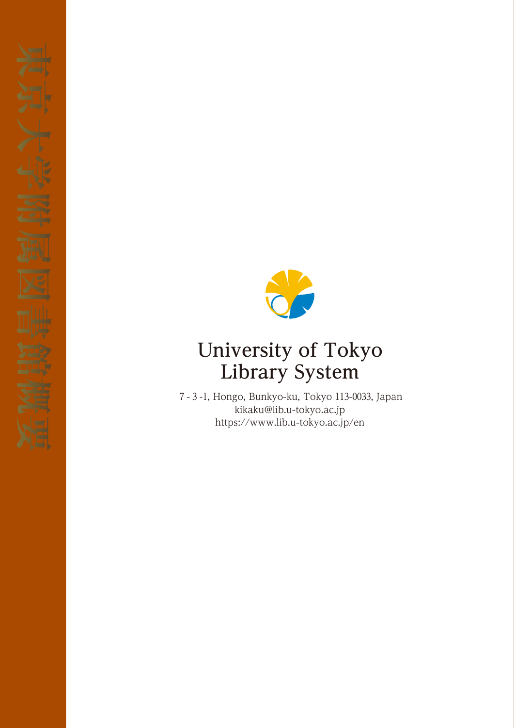東京大学附属図書館概要

# University of Tokyo Library System

7 - 3 -1, Hongo, Bunkyo-ku, Tokyo 113-0033, Japan
kikaku@lib.u-tokyo.ac.jp
https://www.lib.u-tokyo.ac.jp/en